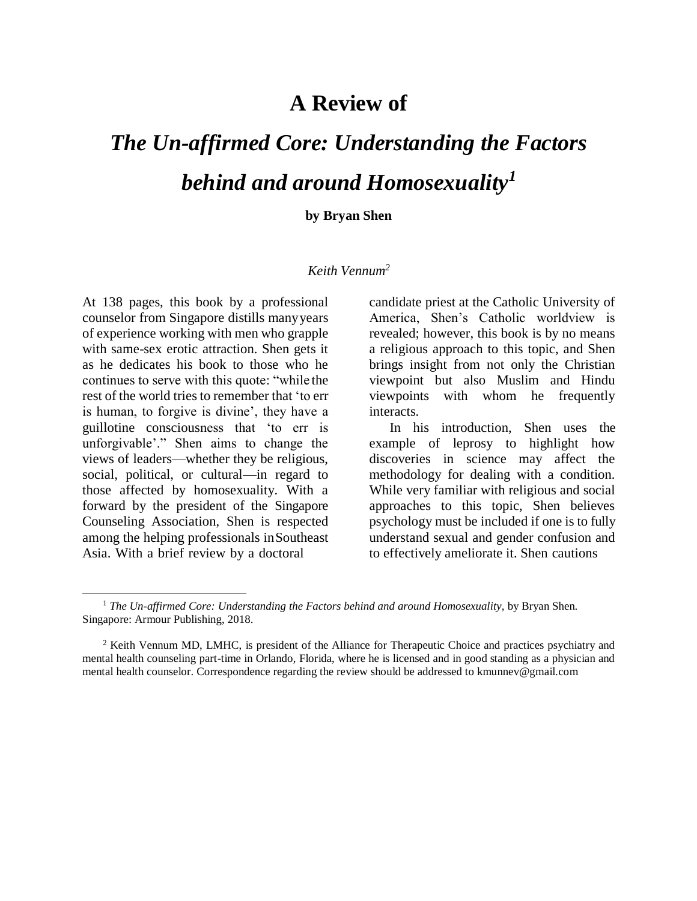# A Review of

# *The Un-affirmed Core: Understanding the Factors behind and around Homosexuality*[1]

**by Bryan Shen**

*Keith Vennum*[2]

At 138 pages, this book by a professional counselor from Singapore distills many years of experience working with men who grapple with same-sex erotic attraction. Shen gets it as he dedicates his book to those who he continues to serve with this quote: "while the rest of the world tries to remember that 'to err is human, to forgive is divine', they have a guillotine consciousness that 'to err is unforgivable'." Shen aims to change the views of leaders—whether they be religious, social, political, or cultural—in regard to those affected by homosexuality. With a forward by the president of the Singapore Counseling Association, Shen is respected among the helping professionals in Southeast Asia. With a brief review by a doctoral candidate priest at the Catholic University of America, Shen's Catholic worldview is revealed; however, this book is by no means a religious approach to this topic, and Shen brings insight from not only the Christian viewpoint but also Muslim and Hindu viewpoints with whom he frequently interacts.

In his introduction, Shen uses the example of leprosy to highlight how discoveries in science may affect the methodology for dealing with a condition. While very familiar with religious and social approaches to this topic, Shen believes psychology must be included if one is to fully understand sexual and gender confusion and to effectively ameliorate it. Shen cautions

---

[1] *The Un-affirmed Core: Understanding the Factors behind and around Homosexuality,* by Bryan Shen. Singapore: Armour Publishing, 2018.

[2] Keith Vennum MD, LMHC, is president of the Alliance for Therapeutic Choice and practices psychiatry and mental health counseling part-time in Orlando, Florida, where he is licensed and in good standing as a physician and mental health counselor. Correspondence regarding the review should be addressed to kmunnev@gmail.com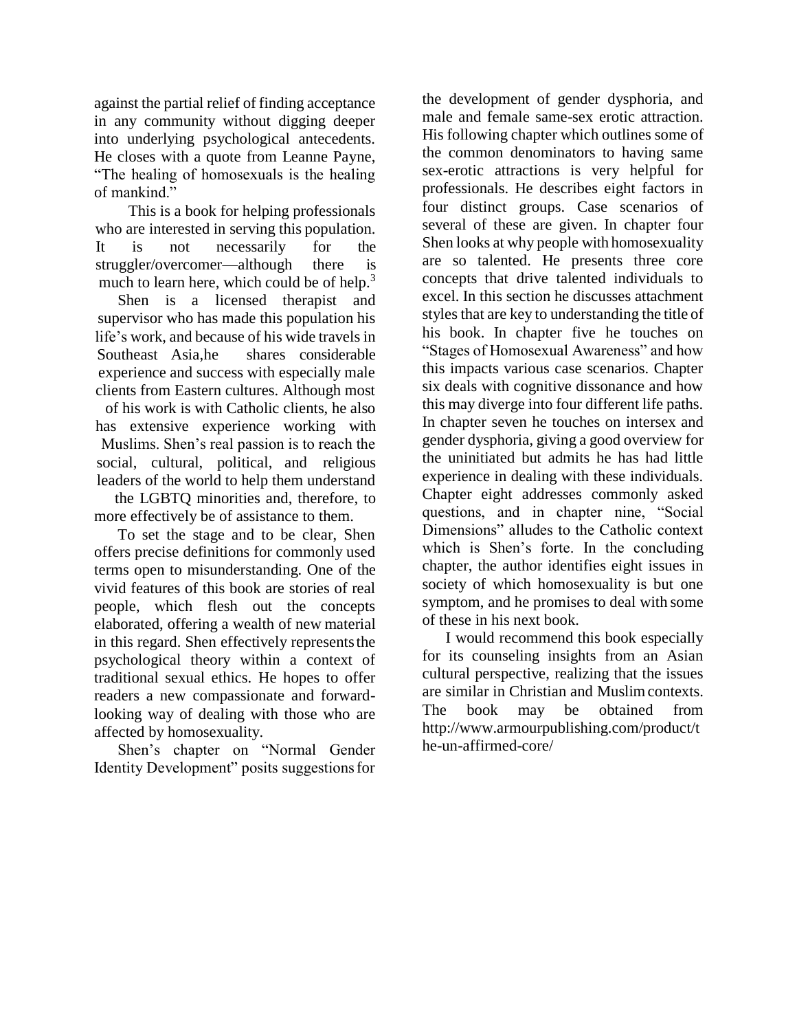against the partial relief of finding acceptance in any community without digging deeper into underlying psychological antecedents. He closes with a quote from Leanne Payne, "The healing of homosexuals is the healing of mankind."

This is a book for helping professionals who are interested in serving this population. It is not necessarily for the struggler/overcomer—although there is much to learn here, which could be of help.[3]

Shen is a licensed therapist and supervisor who has made this population his life's work, and because of his wide travels in Southeast Asia,he shares considerable experience and success with especially male clients from Eastern cultures. Although most of his work is with Catholic clients, he also has extensive experience working with Muslims. Shen's real passion is to reach the social, cultural, political, and religious leaders of the world to help them understand the LGBTQ minorities and, therefore, to more effectively be of assistance to them.

To set the stage and to be clear, Shen offers precise definitions for commonly used terms open to misunderstanding. One of the vivid features of this book are stories of real people, which flesh out the concepts elaborated, offering a wealth of new material in this regard. Shen effectively represents the psychological theory within a context of traditional sexual ethics. He hopes to offer readers a new compassionate and forward-looking way of dealing with those who are affected by homosexuality.

Shen's chapter on "Normal Gender Identity Development" posits suggestions for the development of gender dysphoria, and male and female same-sex erotic attraction. His following chapter which outlines some of the common denominators to having same sex-erotic attractions is very helpful for professionals. He describes eight factors in four distinct groups. Case scenarios of several of these are given. In chapter four Shen looks at why people with homosexuality are so talented. He presents three core concepts that drive talented individuals to excel. In this section he discusses attachment styles that are key to understanding the title of his book. In chapter five he touches on "Stages of Homosexual Awareness" and how this impacts various case scenarios. Chapter six deals with cognitive dissonance and how this may diverge into four different life paths. In chapter seven he touches on intersex and gender dysphoria, giving a good overview for the uninitiated but admits he has had little experience in dealing with these individuals. Chapter eight addresses commonly asked questions, and in chapter nine, "Social Dimensions" alludes to the Catholic context which is Shen's forte. In the concluding chapter, the author identifies eight issues in society of which homosexuality is but one symptom, and he promises to deal with some of these in his next book.

I would recommend this book especially for its counseling insights from an Asian cultural perspective, realizing that the issues are similar in Christian and Muslim contexts. The book may be obtained from http://www.armourpublishing.com/product/the-un-affirmed-core/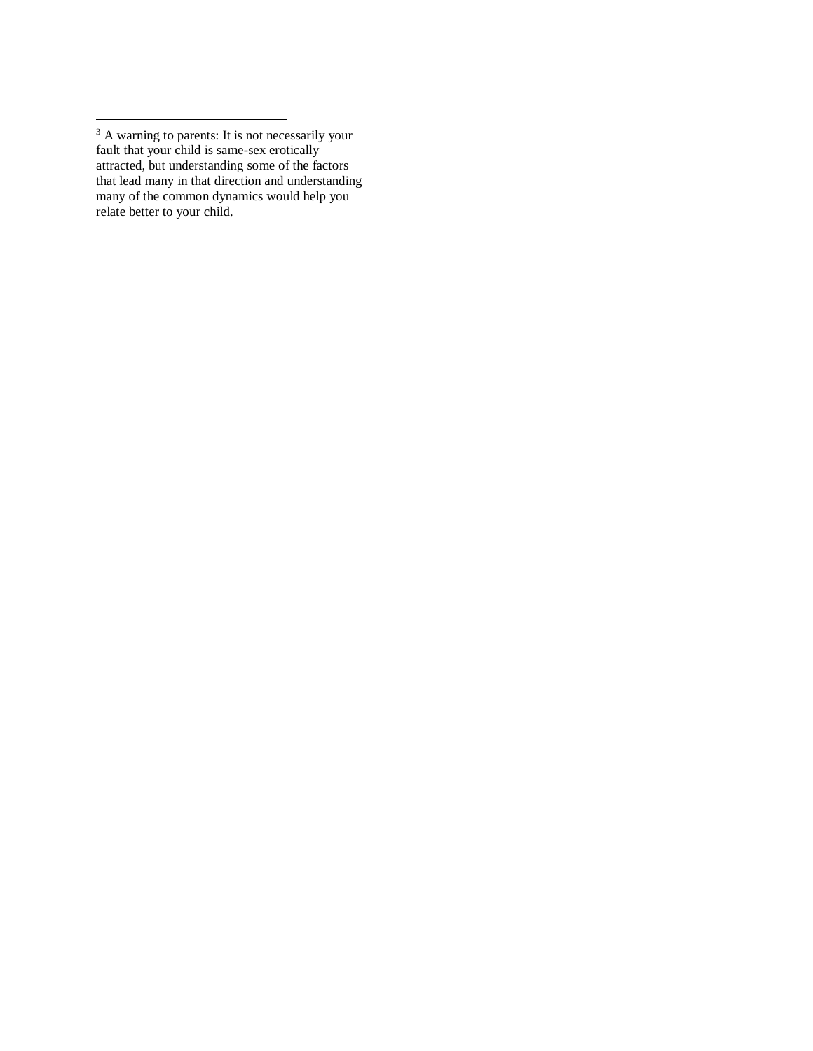[3] A warning to parents: It is not necessarily your fault that your child is same-sex erotically attracted, but understanding some of the factors that lead many in that direction and understanding many of the common dynamics would help you relate better to your child.